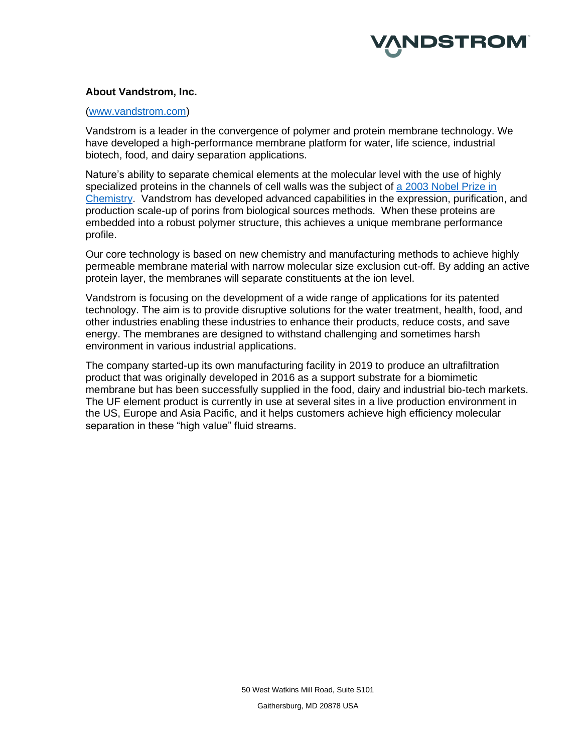**About Vandstrom, Inc.**

([www.vandstrom.com](http://www.vandstrom.com))

Vandstrom is a leader in the convergence of polymer and protein membrane technology. We have developed a high-performance membrane platform for water, life science, industrial biotech, food, and dairy separation applications.

Nature's ability to separate chemical elements at the molecular level with the use of highly specialized proteins in the channels of cell walls was the subject of [a 2003 Nobel Prize in Chemistry](). Vandstrom has developed advanced capabilities in the expression, purification, and production scale-up of porins from biological sources methods. When these proteins are embedded into a robust polymer structure, this achieves a unique membrane performance profile.

Our core technology is based on new chemistry and manufacturing methods to achieve highly permeable membrane material with narrow molecular size exclusion cut-off. By adding an active protein layer, the membranes will separate constituents at the ion level.

Vandstrom is focusing on the development of a wide range of applications for its patented technology. The aim is to provide disruptive solutions for the water treatment, health, food, and other industries enabling these industries to enhance their products, reduce costs, and save energy. The membranes are designed to withstand challenging and sometimes harsh environment in various industrial applications.

The company started-up its own manufacturing facility in 2019 to produce an ultrafiltration product that was originally developed in 2016 as a support substrate for a biomimetic membrane but has been successfully supplied in the food, dairy and industrial bio-tech markets. The UF element product is currently in use at several sites in a live production environment in the US, Europe and Asia Pacific, and it helps customers achieve high efficiency molecular separation in these "high value" fluid streams.

50 West Watkins Mill Road, Suite S101

Gaithersburg, MD 20878 USA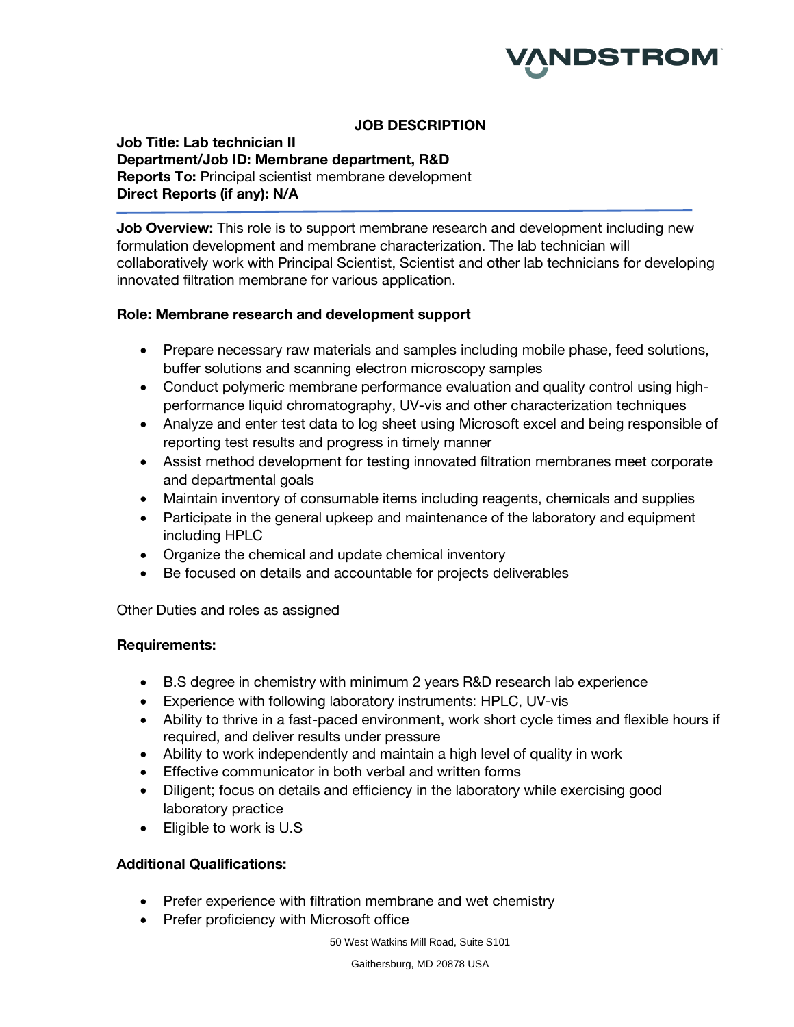**VANDSTROM**

**JOB DESCRIPTION**

**Job Title: Lab technician II**
**Department/Job ID: Membrane department, R&D**
**Reports To:** Principal scientist membrane development
**Direct Reports (if any): N/A**

---

**Job Overview:** This role is to support membrane research and development including new formulation development and membrane characterization. The lab technician will collaboratively work with Principal Scientist, Scientist and other lab technicians for developing innovated filtration membrane for various application.

**Role: Membrane research and development support**

- Prepare necessary raw materials and samples including mobile phase, feed solutions, buffer solutions and scanning electron microscopy samples
- Conduct polymeric membrane performance evaluation and quality control using high-performance liquid chromatography, UV-vis and other characterization techniques
- Analyze and enter test data to log sheet using Microsoft excel and being responsible of reporting test results and progress in timely manner
- Assist method development for testing innovated filtration membranes meet corporate and departmental goals
- Maintain inventory of consumable items including reagents, chemicals and supplies
- Participate in the general upkeep and maintenance of the laboratory and equipment including HPLC
- Organize the chemical and update chemical inventory
- Be focused on details and accountable for projects deliverables

Other Duties and roles as assigned

**Requirements:**

- B.S degree in chemistry with minimum 2 years R&D research lab experience
- Experience with following laboratory instruments: HPLC, UV-vis
- Ability to thrive in a fast-paced environment, work short cycle times and flexible hours if required, and deliver results under pressure
- Ability to work independently and maintain a high level of quality in work
- Effective communicator in both verbal and written forms
- Diligent; focus on details and efficiency in the laboratory while exercising good laboratory practice
- Eligible to work is U.S

**Additional Qualifications:**

- Prefer experience with filtration membrane and wet chemistry
- Prefer proficiency with Microsoft office

50 West Watkins Mill Road, Suite S101

Gaithersburg, MD 20878 USA